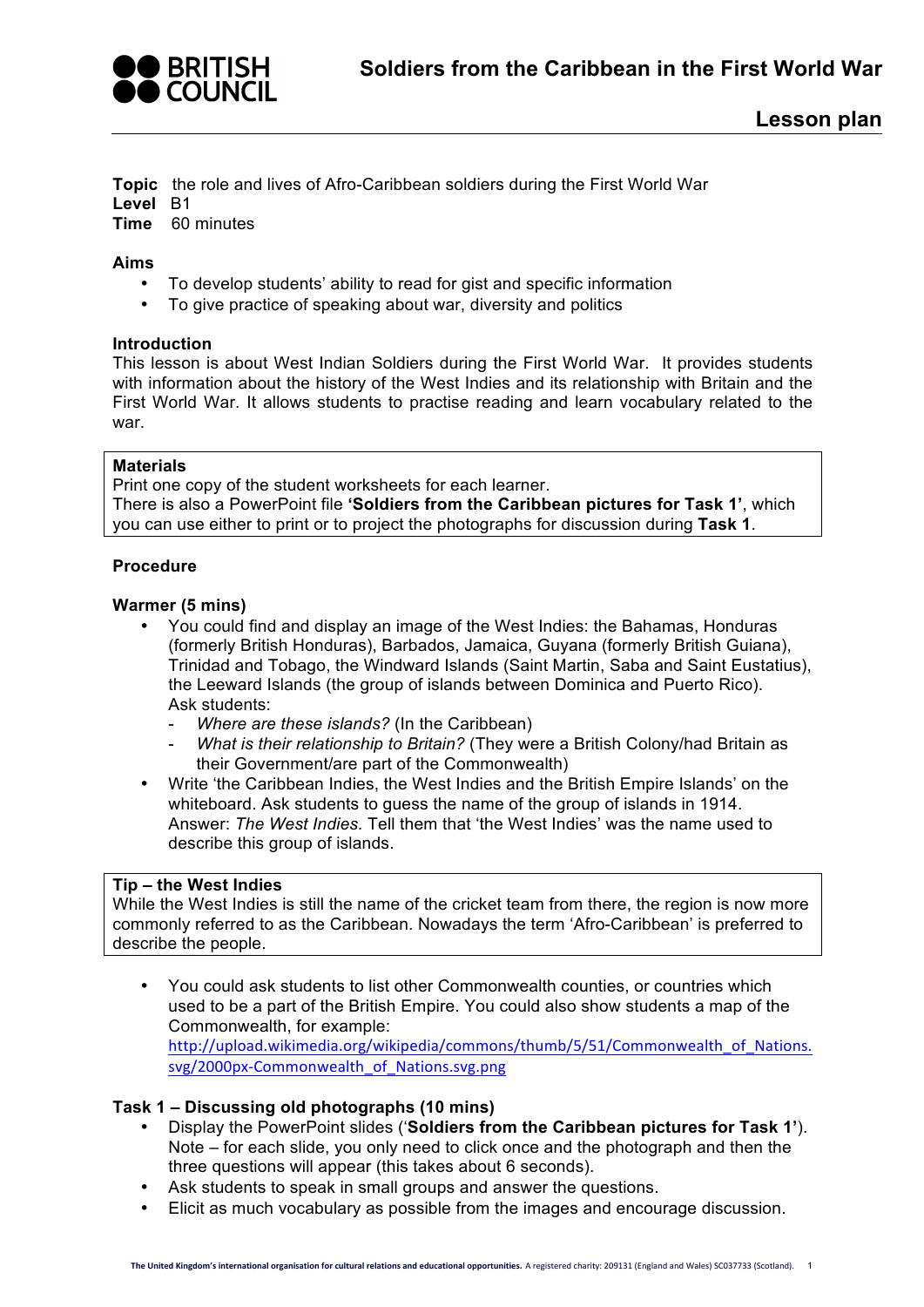# Soldiers from the Caribbean in the First World War

## Lesson plan

**Topic** the role and lives of Afro-Caribbean soldiers during the First World War
**Level** B1
**Time** 60 minutes

### Aims

- To develop students' ability to read for gist and specific information
- To give practice of speaking about war, diversity and politics

### Introduction

This lesson is about West Indian Soldiers during the First World War. It provides students with information about the history of the West Indies and its relationship with Britain and the First World War. It allows students to practise reading and learn vocabulary related to the war.

> **Materials**
> Print one copy of the student worksheets for each learner.
> There is also a PowerPoint file **'Soldiers from the Caribbean pictures for Task 1'**, which you can use either to print or to project the photographs for discussion during **Task 1**.

### Procedure

#### Warmer (5 mins)

- You could find and display an image of the West Indies: the Bahamas, Honduras (formerly British Honduras), Barbados, Jamaica, Guyana (formerly British Guiana), Trinidad and Tobago, the Windward Islands (Saint Martin, Saba and Saint Eustatius), the Leeward Islands (the group of islands between Dominica and Puerto Rico).
  Ask students:
  - *Where are these islands?* (In the Caribbean)
  - *What is their relationship to Britain?* (They were a British Colony/had Britain as their Government/are part of the Commonwealth)
- Write 'the Caribbean Indies, the West Indies and the British Empire Islands' on the whiteboard. Ask students to guess the name of the group of islands in 1914.
  Answer: *The West Indies.* Tell them that 'the West Indies' was the name used to describe this group of islands.

> **Tip – the West Indies**
> While the West Indies is still the name of the cricket team from there, the region is now more commonly referred to as the Caribbean. Nowadays the term 'Afro-Caribbean' is preferred to describe the people.

- You could ask students to list other Commonwealth counties, or countries which used to be a part of the British Empire. You could also show students a map of the Commonwealth, for example:
  http://upload.wikimedia.org/wikipedia/commons/thumb/5/51/Commonwealth_of_Nations.svg/2000px-Commonwealth_of_Nations.svg.png

#### Task 1 – Discussing old photographs (10 mins)

- Display the PowerPoint slides ('**Soldiers from the Caribbean pictures for Task 1'**).
  Note – for each slide, you only need to click once and the photograph and then the three questions will appear (this takes about 6 seconds).
- Ask students to speak in small groups and answer the questions.
- Elicit as much vocabulary as possible from the images and encourage discussion.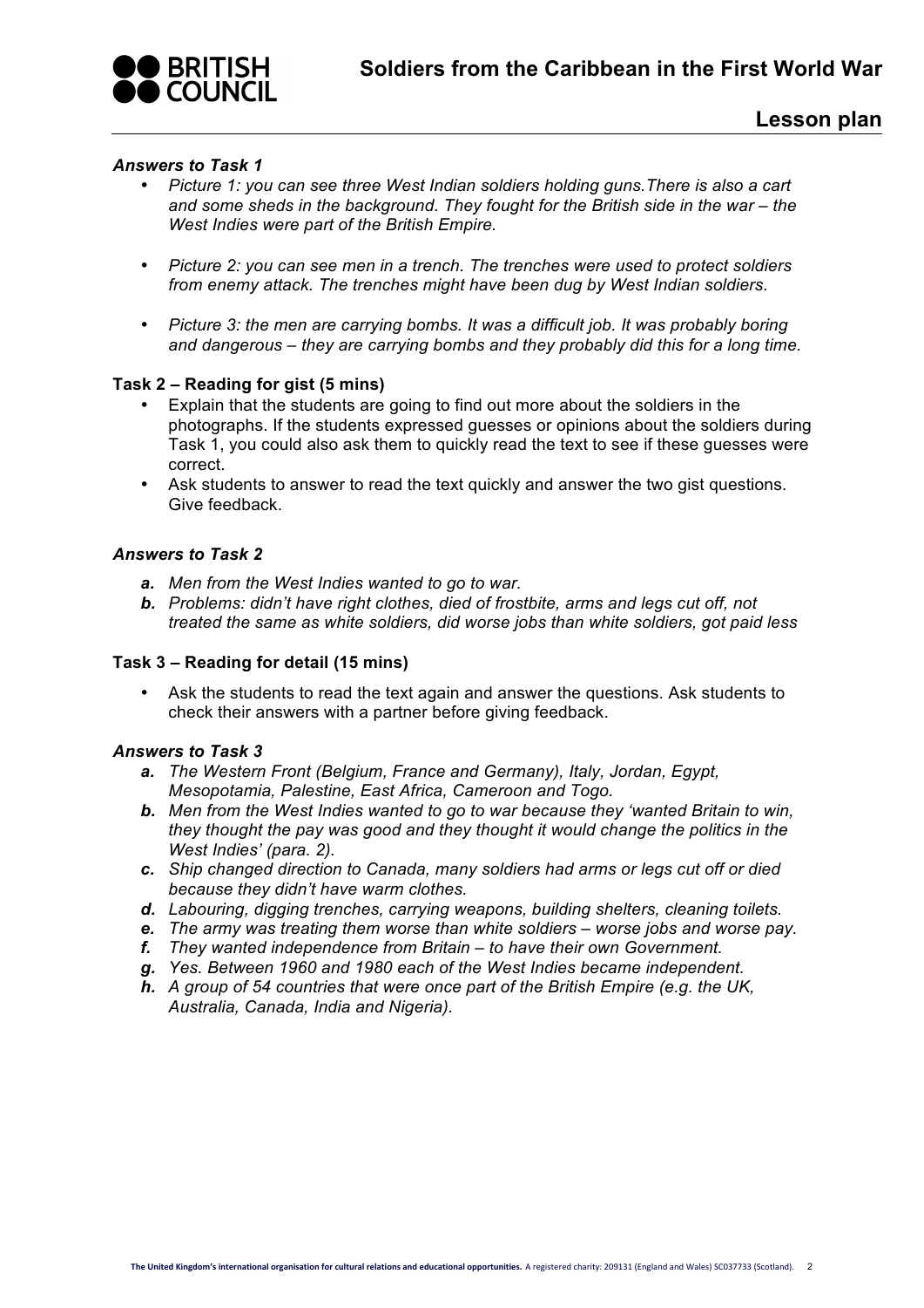### *Answers to Task 1*

- *Picture 1: you can see three West Indian soldiers holding guns.There is also a cart and some sheds in the background. They fought for the British side in the war – the West Indies were part of the British Empire.*

- *Picture 2: you can see men in a trench. The trenches were used to protect soldiers from enemy attack. The trenches might have been dug by West Indian soldiers.*

- *Picture 3: the men are carrying bombs. It was a difficult job. It was probably boring and dangerous – they are carrying bombs and they probably did this for a long time.*

### Task 2 – Reading for gist (5 mins)

- Explain that the students are going to find out more about the soldiers in the photographs. If the students expressed guesses or opinions about the soldiers during Task 1, you could also ask them to quickly read the text to see if these guesses were correct.
- Ask students to answer to read the text quickly and answer the two gist questions. Give feedback.

### *Answers to Task 2*

***a.*** *Men from the West Indies wanted to go to war.*
***b.*** *Problems: didn't have right clothes, died of frostbite, arms and legs cut off, not treated the same as white soldiers, did worse jobs than white soldiers, got paid less*

### Task 3 – Reading for detail (15 mins)

- Ask the students to read the text again and answer the questions. Ask students to check their answers with a partner before giving feedback.

### *Answers to Task 3*

***a.*** *The Western Front (Belgium, France and Germany), Italy, Jordan, Egypt, Mesopotamia, Palestine, East Africa, Cameroon and Togo.*
***b.*** *Men from the West Indies wanted to go to war because they 'wanted Britain to win, they thought the pay was good and they thought it would change the politics in the West Indies' (para. 2).*
***c.*** *Ship changed direction to Canada, many soldiers had arms or legs cut off or died because they didn't have warm clothes.*
***d.*** *Labouring, digging trenches, carrying weapons, building shelters, cleaning toilets.*
***e.*** *The army was treating them worse than white soldiers – worse jobs and worse pay.*
***f.*** *They wanted independence from Britain – to have their own Government.*
***g.*** *Yes. Between 1960 and 1980 each of the West Indies became independent.*
***h.*** *A group of 54 countries that were once part of the British Empire (e.g. the UK, Australia, Canada, India and Nigeria).*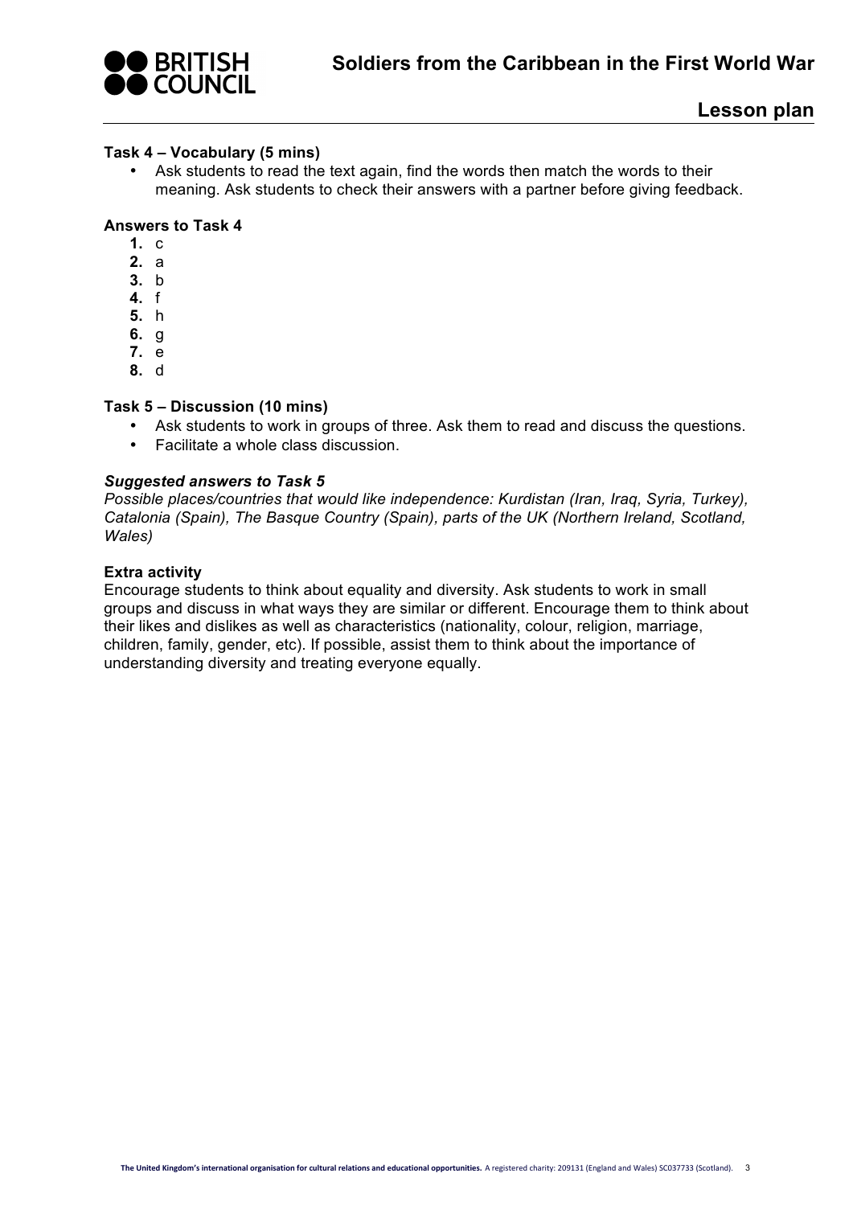### Task 4 – Vocabulary (5 mins)

- Ask students to read the text again, find the words then match the words to their meaning. Ask students to check their answers with a partner before giving feedback.

**Answers to Task 4**

1. c
2. a
3. b
4. f
5. h
6. g
7. e
8. d

### Task 5 – Discussion (10 mins)

- Ask students to work in groups of three. Ask them to read and discuss the questions.
- Facilitate a whole class discussion.

***Suggested answers to Task 5***

*Possible places/countries that would like independence: Kurdistan (Iran, Iraq, Syria, Turkey), Catalonia (Spain), The Basque Country (Spain), parts of the UK (Northern Ireland, Scotland, Wales)*

**Extra activity**

Encourage students to think about equality and diversity. Ask students to work in small groups and discuss in what ways they are similar or different. Encourage them to think about their likes and dislikes as well as characteristics (nationality, colour, religion, marriage, children, family, gender, etc). If possible, assist them to think about the importance of understanding diversity and treating everyone equally.